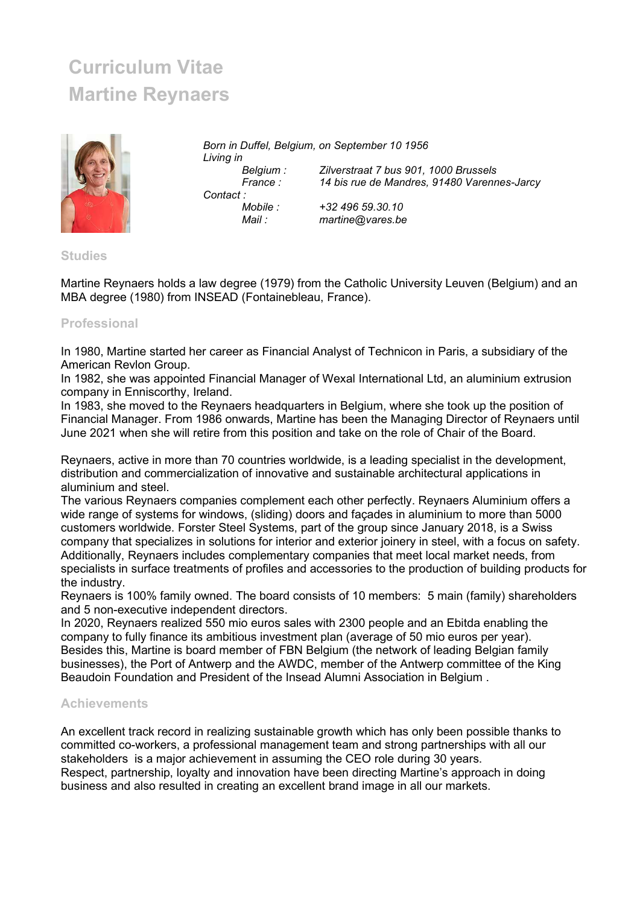# Curriculum Vitae
# Martine Reynaers

*Born in Duffel, Belgium, on September 10 1956*
*Living in*
*Belgium : Zilverstraat 7 bus 901, 1000 Brussels*
*France : 14 bis rue de Mandres, 91480 Varennes-Jarcy*
*Contact :*
*Mobile : +32 496 59.30.10*
*Mail : martine@vares.be*

## Studies

Martine Reynaers holds a law degree (1979) from the Catholic University Leuven (Belgium) and an MBA degree (1980) from INSEAD (Fontainebleau, France).

## Professional

In 1980, Martine started her career as Financial Analyst of Technicon in Paris, a subsidiary of the American Revlon Group.
In 1982, she was appointed Financial Manager of Wexal International Ltd, an aluminium extrusion company in Enniscorthy, Ireland.
In 1983, she moved to the Reynaers headquarters in Belgium, where she took up the position of Financial Manager. From 1986 onwards, Martine has been the Managing Director of Reynaers until June 2021 when she will retire from this position and take on the role of Chair of the Board.

Reynaers, active in more than 70 countries worldwide, is a leading specialist in the development, distribution and commercialization of innovative and sustainable architectural applications in aluminium and steel.
The various Reynaers companies complement each other perfectly. Reynaers Aluminium offers a wide range of systems for windows, (sliding) doors and façades in aluminium to more than 5000 customers worldwide. Forster Steel Systems, part of the group since January 2018, is a Swiss company that specializes in solutions for interior and exterior joinery in steel, with a focus on safety. Additionally, Reynaers includes complementary companies that meet local market needs, from specialists in surface treatments of profiles and accessories to the production of building products for the industry.
Reynaers is 100% family owned. The board consists of 10 members: 5 main (family) shareholders and 5 non-executive independent directors.
In 2020, Reynaers realized 550 mio euros sales with 2300 people and an Ebitda enabling the company to fully finance its ambitious investment plan (average of 50 mio euros per year).
Besides this, Martine is board member of FBN Belgium (the network of leading Belgian family businesses), the Port of Antwerp and the AWDC, member of the Antwerp committee of the King Beaudoin Foundation and President of the Insead Alumni Association in Belgium .

## Achievements

An excellent track record in realizing sustainable growth which has only been possible thanks to committed co-workers, a professional management team and strong partnerships with all our stakeholders is a major achievement in assuming the CEO role during 30 years.
Respect, partnership, loyalty and innovation have been directing Martine's approach in doing business and also resulted in creating an excellent brand image in all our markets.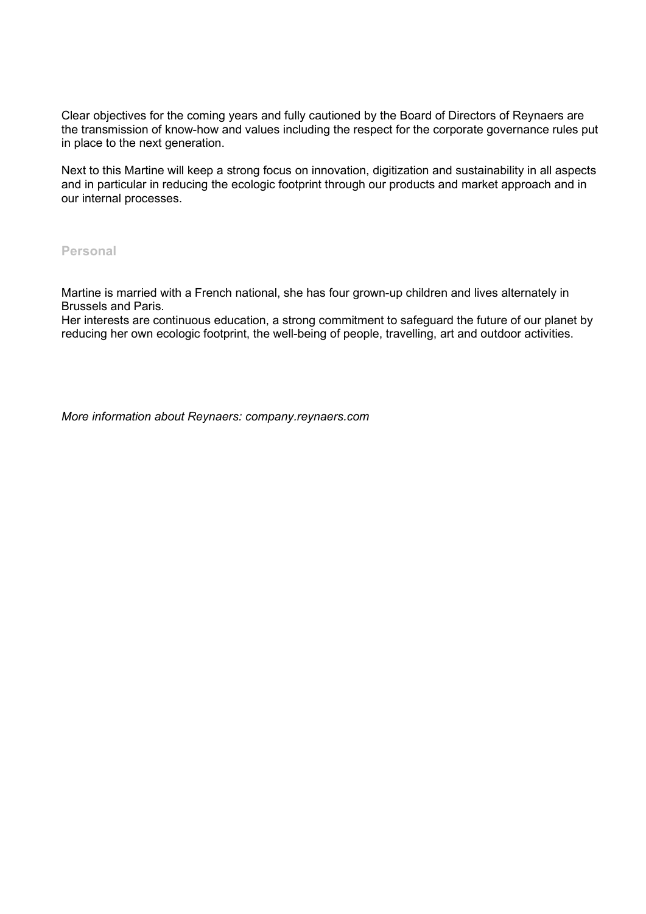Clear objectives for the coming years and fully cautioned by the Board of Directors of Reynaers are the transmission of know-how and values including the respect for the corporate governance rules put in place to the next generation.

Next to this Martine will keep a strong focus on innovation, digitization and sustainability in all aspects and in particular in reducing the ecologic footprint through our products and market approach and in our internal processes.

## Personal

Martine is married with a French national, she has four grown-up children and lives alternately in Brussels and Paris.
Her interests are continuous education, a strong commitment to safeguard the future of our planet by reducing her own ecologic footprint, the well-being of people, travelling, art and outdoor activities.

*More information about Reynaers: company.reynaers.com*